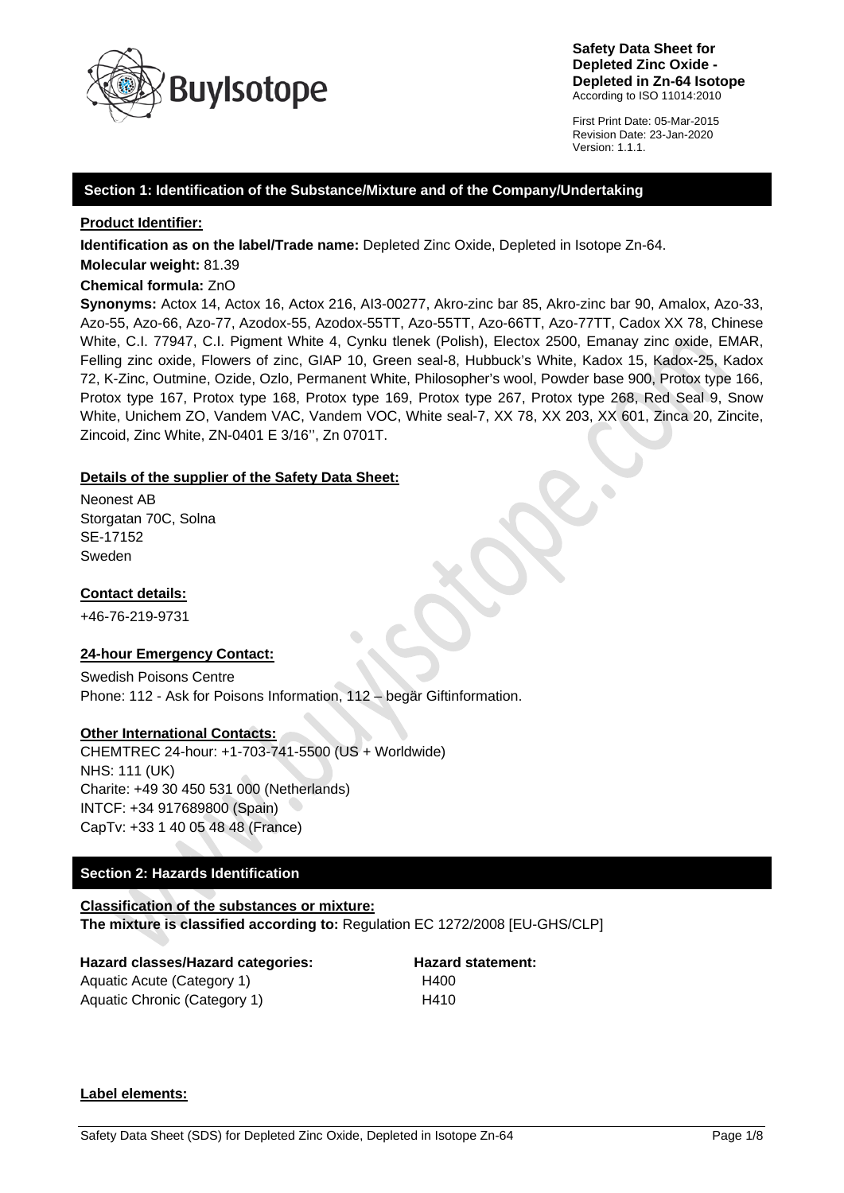**Safety Data Sheet for Depleted Zinc Oxide - Depleted in Zn-64 Isotope**
According to ISO 11014:2010

First Print Date: 05-Mar-2015
Revision Date: 23-Jan-2020
Version: 1.1.1.

## Section 1: Identification of the Substance/Mixture and of the Company/Undertaking

**Product Identifier:**

**Identification as on the label/Trade name:** Depleted Zinc Oxide, Depleted in Isotope Zn-64.

**Molecular weight:** 81.39

**Chemical formula:** ZnO

**Synonyms:** Actox 14, Actox 16, Actox 216, AI3-00277, Akro-zinc bar 85, Akro-zinc bar 90, Amalox, Azo-33, Azo-55, Azo-66, Azo-77, Azodox-55, Azodox-55TT, Azo-55TT, Azo-66TT, Azo-77TT, Cadox XX 78, Chinese White, C.I. 77947, C.I. Pigment White 4, Cynku tlenek (Polish), Electox 2500, Emanay zinc oxide, EMAR, Felling zinc oxide, Flowers of zinc, GIAP 10, Green seal-8, Hubbuck's White, Kadox 15, Kadox-25, Kadox 72, K-Zinc, Outmine, Ozide, Ozlo, Permanent White, Philosopher's wool, Powder base 900, Protox type 166, Protox type 167, Protox type 168, Protox type 169, Protox type 267, Protox type 268, Red Seal 9, Snow White, Unichem ZO, Vandem VAC, Vandem VOC, White seal-7, XX 78, XX 203, XX 601, Zinca 20, Zincite, Zincoid, Zinc White, ZN-0401 E 3/16'', Zn 0701T.

**Details of the supplier of the Safety Data Sheet:**

Neonest AB
Storgatan 70C, Solna
SE-17152
Sweden

**Contact details:**

+46-76-219-9731

**24-hour Emergency Contact:**

Swedish Poisons Centre
Phone: 112 - Ask for Poisons Information, 112 – begär Giftinformation.

**Other International Contacts:**

CHEMTREC 24-hour: +1-703-741-5500 (US + Worldwide)
NHS: 111 (UK)
Charite: +49 30 450 531 000 (Netherlands)
INTCF: +34 917689800 (Spain)
CapTv: +33 1 40 05 48 48 (France)

## Section 2: Hazards Identification

**Classification of the substances or mixture:**
**The mixture is classified according to:** Regulation EC 1272/2008 [EU-GHS/CLP]

| Hazard classes/Hazard categories: | Hazard statement: |
| --- | --- |
| Aquatic Acute (Category 1) | H400 |
| Aquatic Chronic (Category 1) | H410 |

**Label elements:**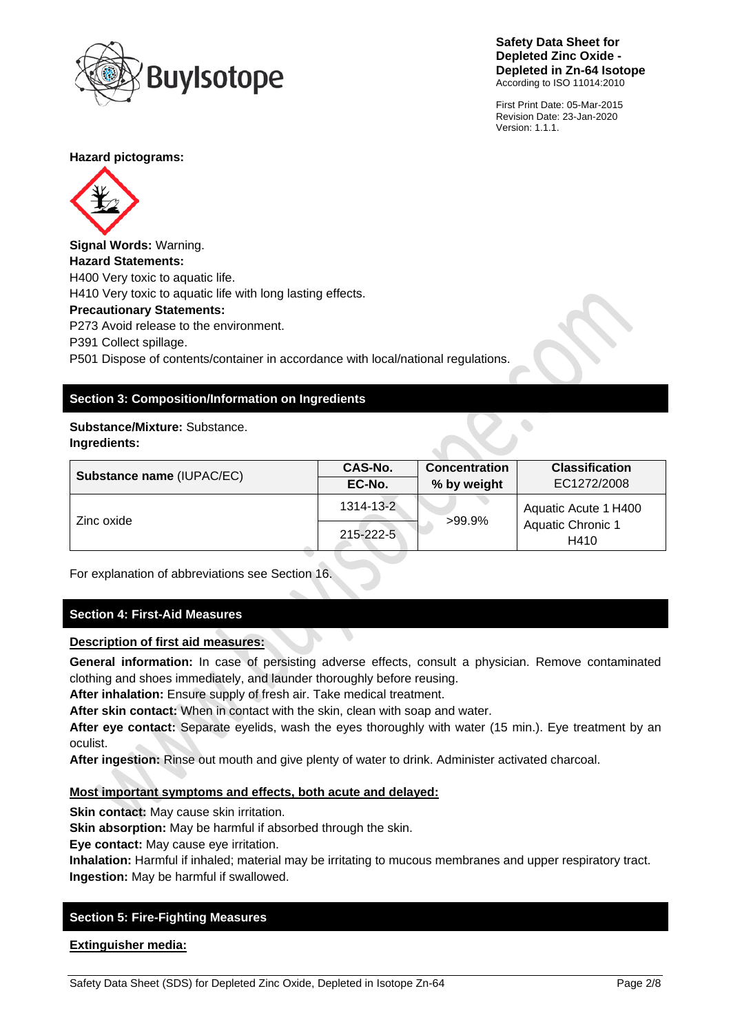**Hazard pictograms:**

**Signal Words:** Warning.

**Hazard Statements:**

H400 Very toxic to aquatic life.

H410 Very toxic to aquatic life with long lasting effects.

**Precautionary Statements:**

P273 Avoid release to the environment.

P391 Collect spillage.

P501 Dispose of contents/container in accordance with local/national regulations.

## Section 3: Composition/Information on Ingredients

**Substance/Mixture:** Substance.

**Ingredients:**

| **Substance name** (IUPAC/EC) | **CAS-No.** / **EC-No.** | **Concentration % by weight** | **Classification** EC1272/2008 |
|---|---|---|---|
| Zinc oxide | 1314-13-2 / 215-222-5 | >99.9% | Aquatic Acute 1 H400 Aquatic Chronic 1 H410 |

For explanation of abbreviations see Section 16.

## Section 4: First-Aid Measures

**Description of first aid measures:**

**General information:** In case of persisting adverse effects, consult a physician. Remove contaminated clothing and shoes immediately, and launder thoroughly before reusing.

**After inhalation:** Ensure supply of fresh air. Take medical treatment.

**After skin contact:** When in contact with the skin, clean with soap and water.

**After eye contact:** Separate eyelids, wash the eyes thoroughly with water (15 min.). Eye treatment by an oculist.

**After ingestion:** Rinse out mouth and give plenty of water to drink. Administer activated charcoal.

**Most important symptoms and effects, both acute and delayed:**

**Skin contact:** May cause skin irritation.

**Skin absorption:** May be harmful if absorbed through the skin.

**Eye contact:** May cause eye irritation.

**Inhalation:** Harmful if inhaled; material may be irritating to mucous membranes and upper respiratory tract.

**Ingestion:** May be harmful if swallowed.

## Section 5: Fire-Fighting Measures

**Extinguisher media:**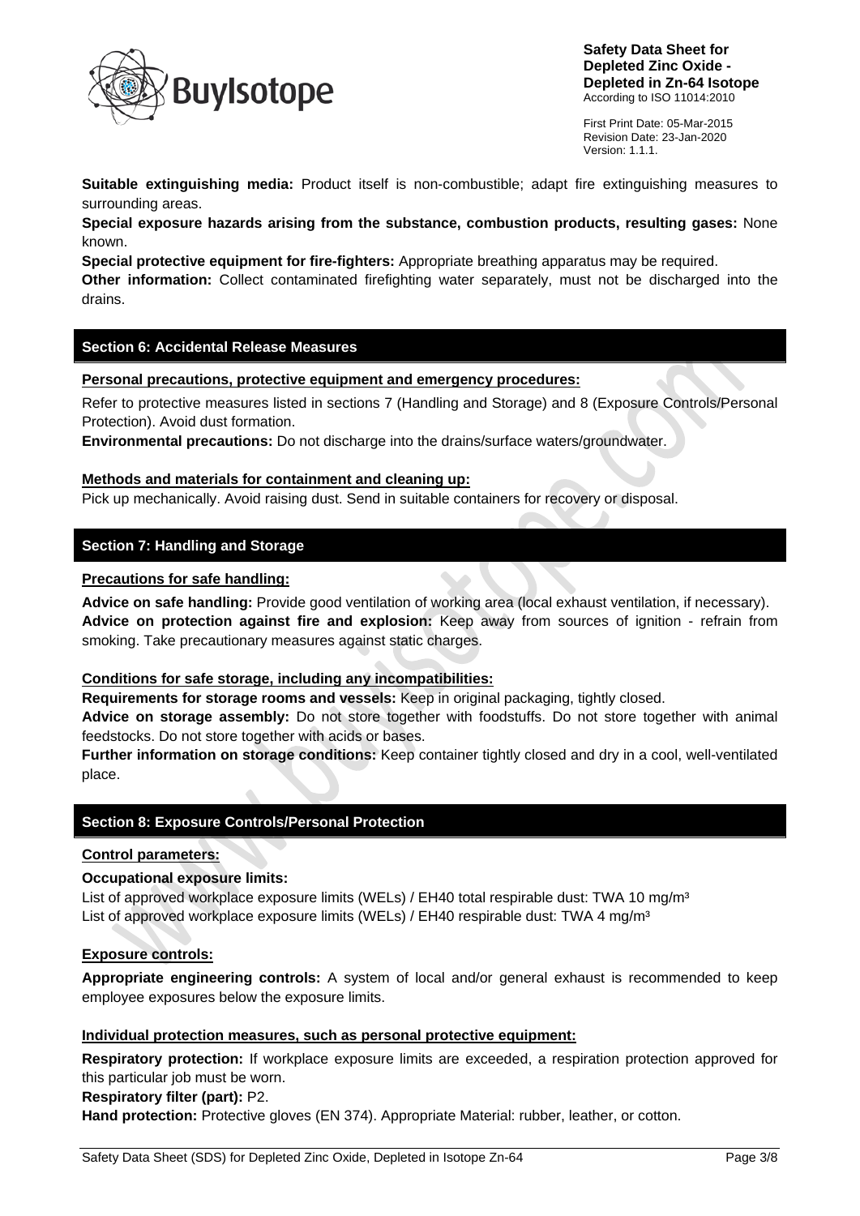**Suitable extinguishing media:** Product itself is non-combustible; adapt fire extinguishing measures to surrounding areas.

**Special exposure hazards arising from the substance, combustion products, resulting gases:** None known.

**Special protective equipment for fire-fighters:** Appropriate breathing apparatus may be required.

**Other information:** Collect contaminated firefighting water separately, must not be discharged into the drains.

## Section 6: Accidental Release Measures

**Personal precautions, protective equipment and emergency procedures:**

Refer to protective measures listed in sections 7 (Handling and Storage) and 8 (Exposure Controls/Personal Protection). Avoid dust formation.

**Environmental precautions:** Do not discharge into the drains/surface waters/groundwater.

**Methods and materials for containment and cleaning up:**

Pick up mechanically. Avoid raising dust. Send in suitable containers for recovery or disposal.

## Section 7: Handling and Storage

**Precautions for safe handling:**

**Advice on safe handling:** Provide good ventilation of working area (local exhaust ventilation, if necessary).

**Advice on protection against fire and explosion:** Keep away from sources of ignition - refrain from smoking. Take precautionary measures against static charges.

**Conditions for safe storage, including any incompatibilities:**

**Requirements for storage rooms and vessels:** Keep in original packaging, tightly closed.

**Advice on storage assembly:** Do not store together with foodstuffs. Do not store together with animal feedstocks. Do not store together with acids or bases.

**Further information on storage conditions:** Keep container tightly closed and dry in a cool, well-ventilated place.

## Section 8: Exposure Controls/Personal Protection

**Control parameters:**

**Occupational exposure limits:**

List of approved workplace exposure limits (WELs) / EH40 total respirable dust: TWA 10 mg/m³
List of approved workplace exposure limits (WELs) / EH40 respirable dust: TWA 4 mg/m³

**Exposure controls:**

**Appropriate engineering controls:** A system of local and/or general exhaust is recommended to keep employee exposures below the exposure limits.

**Individual protection measures, such as personal protective equipment:**

**Respiratory protection:** If workplace exposure limits are exceeded, a respiration protection approved for this particular job must be worn.

**Respiratory filter (part):** P2.

**Hand protection:** Protective gloves (EN 374). Appropriate Material: rubber, leather, or cotton.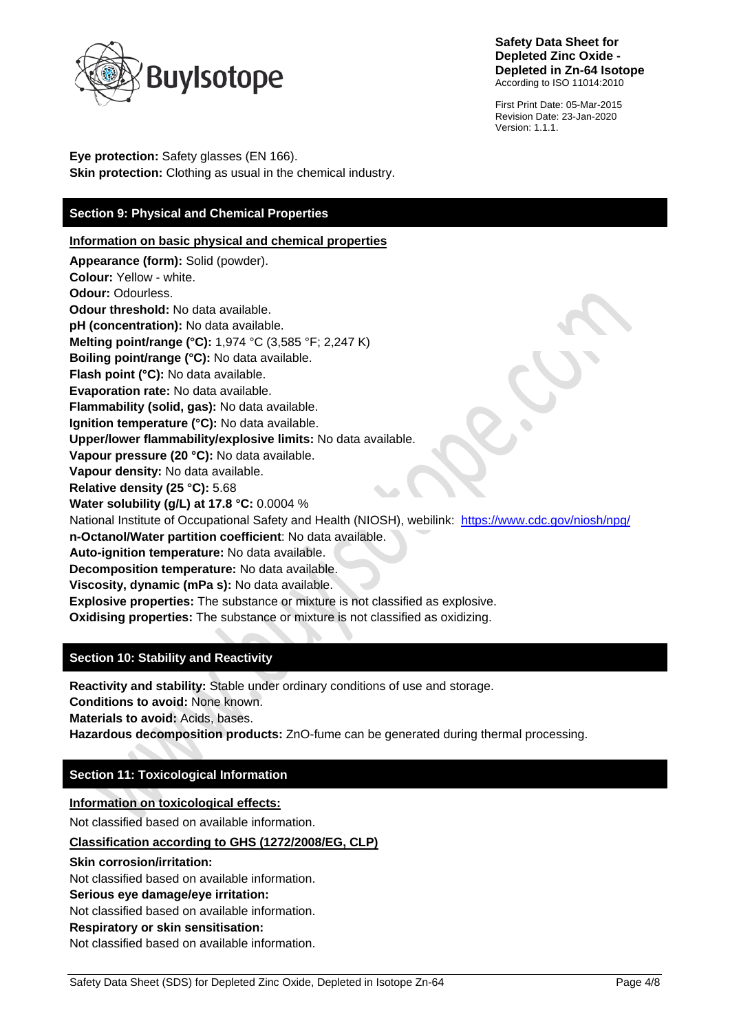**Eye protection:** Safety glasses (EN 166).
**Skin protection:** Clothing as usual in the chemical industry.

## Section 9: Physical and Chemical Properties

**Information on basic physical and chemical properties**

**Appearance (form):** Solid (powder).
**Colour:** Yellow - white.
**Odour:** Odourless.
**Odour threshold:** No data available.
**pH (concentration):** No data available.
**Melting point/range (°C):** 1,974 °C (3,585 °F; 2,247 K)
**Boiling point/range (°C):** No data available.
**Flash point (°C):** No data available.
**Evaporation rate:** No data available.
**Flammability (solid, gas):** No data available.
**Ignition temperature (°C):** No data available.
**Upper/lower flammability/explosive limits:** No data available.
**Vapour pressure (20 °C):** No data available.
**Vapour density:** No data available.
**Relative density (25 °C):** 5.68
**Water solubility (g/L) at 17.8 °C:** 0.0004 %
National Institute of Occupational Safety and Health (NIOSH), webilink: https://www.cdc.gov/niosh/npg/
**n-Octanol/Water partition coefficient**: No data available.
**Auto-ignition temperature:** No data available.
**Decomposition temperature:** No data available.
**Viscosity, dynamic (mPa s):** No data available.
**Explosive properties:** The substance or mixture is not classified as explosive.
**Oxidising properties:** The substance or mixture is not classified as oxidizing.

## Section 10: Stability and Reactivity

**Reactivity and stability:** Stable under ordinary conditions of use and storage.
**Conditions to avoid:** None known.
**Materials to avoid:** Acids, bases.
**Hazardous decomposition products:** ZnO-fume can be generated during thermal processing.

## Section 11: Toxicological Information

**Information on toxicological effects:**

Not classified based on available information.

**Classification according to GHS (1272/2008/EG, CLP)**

**Skin corrosion/irritation:**
Not classified based on available information.
**Serious eye damage/eye irritation:**
Not classified based on available information.
**Respiratory or skin sensitisation:**
Not classified based on available information.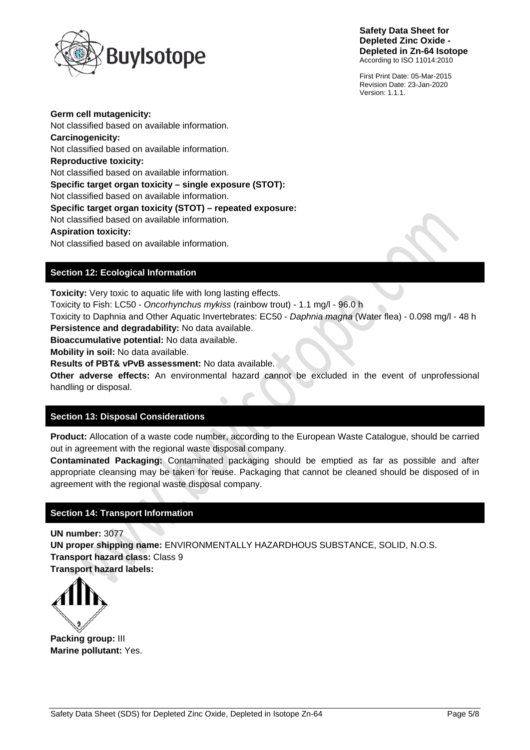**Germ cell mutagenicity:**
Not classified based on available information.
**Carcinogenicity:**
Not classified based on available information.
**Reproductive toxicity:**
Not classified based on available information.
**Specific target organ toxicity – single exposure (STOT):**
Not classified based on available information.
**Specific target organ toxicity (STOT) – repeated exposure:**
Not classified based on available information.
**Aspiration toxicity:**
Not classified based on available information.

## Section 12: Ecological Information

**Toxicity:** Very toxic to aquatic life with long lasting effects.
Toxicity to Fish: LC50 - *Oncorhynchus mykiss* (rainbow trout) - 1.1 mg/l - 96.0 h
Toxicity to Daphnia and Other Aquatic Invertebrates: EC50 - *Daphnia magna* (Water flea) - 0.098 mg/l - 48 h
**Persistence and degradability:** No data available.
**Bioaccumulative potential:** No data available.
**Mobility in soil:** No data available.
**Results of PBT& vPvB assessment:** No data available.
**Other adverse effects:** An environmental hazard cannot be excluded in the event of unprofessional handling or disposal.

## Section 13: Disposal Considerations

**Product:** Allocation of a waste code number, according to the European Waste Catalogue, should be carried out in agreement with the regional waste disposal company.
**Contaminated Packaging:** Contaminated packaging should be emptied as far as possible and after appropriate cleansing may be taken for reuse. Packaging that cannot be cleaned should be disposed of in agreement with the regional waste disposal company.

## Section 14: Transport Information

**UN number:** 3077
**UN proper shipping name:** ENVIRONMENTALLY HAZARDHOUS SUBSTANCE, SOLID, N.O.S.
**Transport hazard class:** Class 9
**Transport hazard labels:**

**Packing group:** III
**Marine pollutant:** Yes.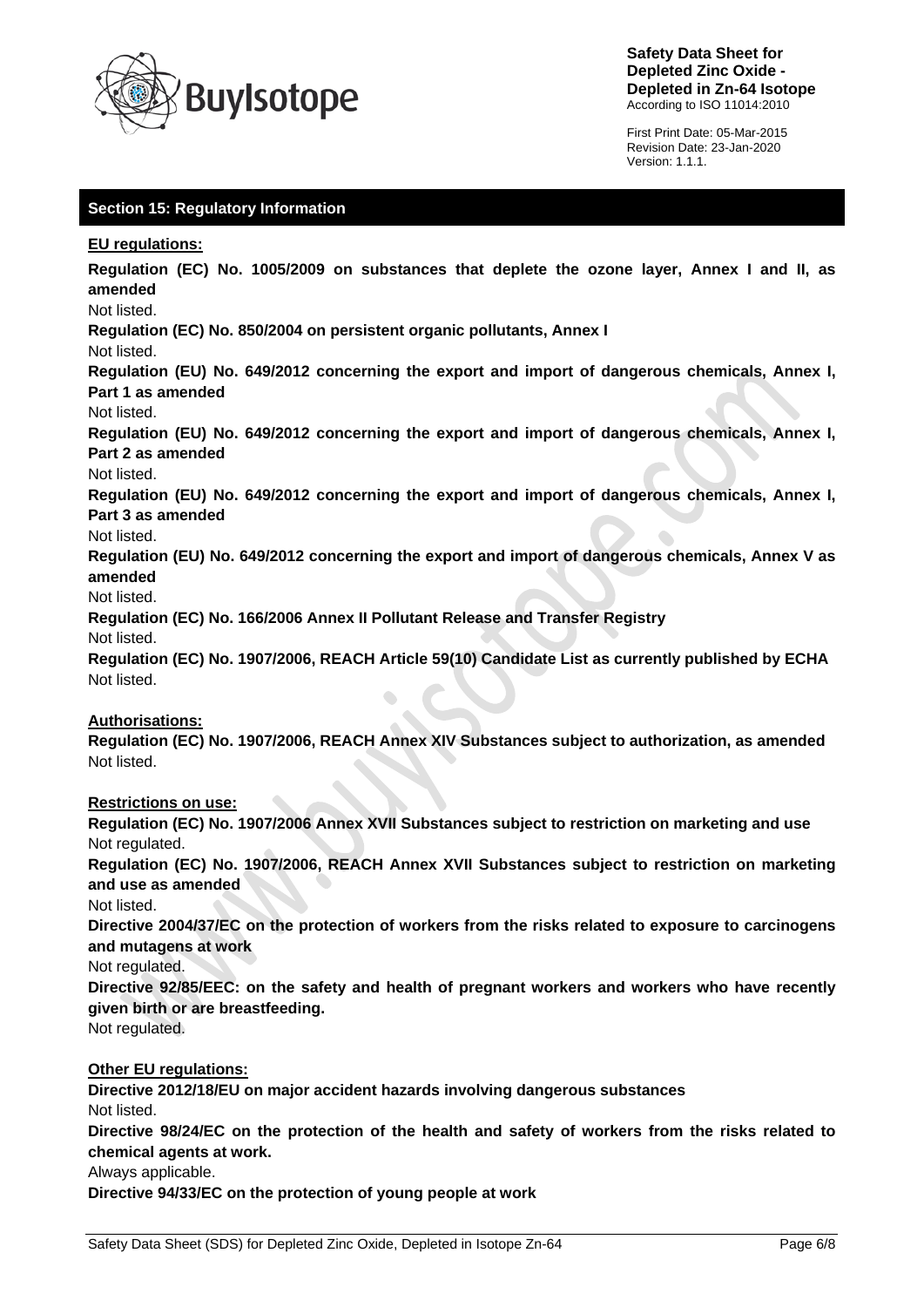## Section 15: Regulatory Information

**EU regulations:**

**Regulation (EC) No. 1005/2009 on substances that deplete the ozone layer, Annex I and II, as amended**

Not listed.

**Regulation (EC) No. 850/2004 on persistent organic pollutants, Annex I**

Not listed.

**Regulation (EU) No. 649/2012 concerning the export and import of dangerous chemicals, Annex I, Part 1 as amended**

Not listed.

**Regulation (EU) No. 649/2012 concerning the export and import of dangerous chemicals, Annex I, Part 2 as amended**

Not listed.

**Regulation (EU) No. 649/2012 concerning the export and import of dangerous chemicals, Annex I, Part 3 as amended**

Not listed.

**Regulation (EU) No. 649/2012 concerning the export and import of dangerous chemicals, Annex V as amended**

Not listed.

**Regulation (EC) No. 166/2006 Annex II Pollutant Release and Transfer Registry**

Not listed.

**Regulation (EC) No. 1907/2006, REACH Article 59(10) Candidate List as currently published by ECHA**

Not listed.

**Authorisations:**

**Regulation (EC) No. 1907/2006, REACH Annex XIV Substances subject to authorization, as amended**

Not listed.

**Restrictions on use:**

**Regulation (EC) No. 1907/2006 Annex XVII Substances subject to restriction on marketing and use**

Not regulated.

**Regulation (EC) No. 1907/2006, REACH Annex XVII Substances subject to restriction on marketing and use as amended**

Not listed.

**Directive 2004/37/EC on the protection of workers from the risks related to exposure to carcinogens and mutagens at work**

Not regulated.

**Directive 92/85/EEC: on the safety and health of pregnant workers and workers who have recently given birth or are breastfeeding.**

Not regulated.

**Other EU regulations:**

**Directive 2012/18/EU on major accident hazards involving dangerous substances**

Not listed.

**Directive 98/24/EC on the protection of the health and safety of workers from the risks related to chemical agents at work.**

Always applicable.

**Directive 94/33/EC on the protection of young people at work**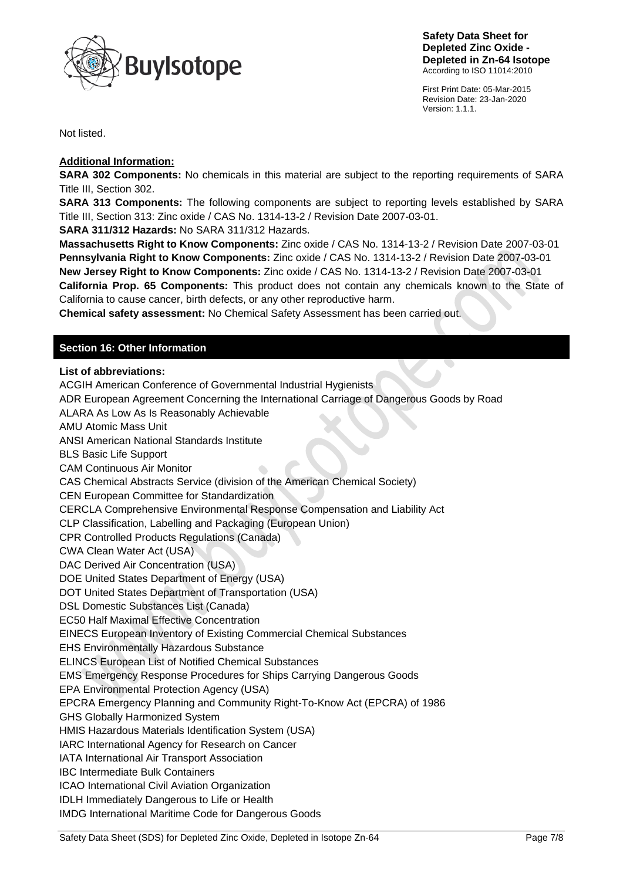Not listed.

**Additional Information:**

**SARA 302 Components:** No chemicals in this material are subject to the reporting requirements of SARA Title III, Section 302.

**SARA 313 Components:** The following components are subject to reporting levels established by SARA Title III, Section 313: Zinc oxide / CAS No. 1314-13-2 / Revision Date 2007-03-01.

**SARA 311/312 Hazards:** No SARA 311/312 Hazards.

**Massachusetts Right to Know Components:** Zinc oxide / CAS No. 1314-13-2 / Revision Date 2007-03-01

**Pennsylvania Right to Know Components:** Zinc oxide / CAS No. 1314-13-2 / Revision Date 2007-03-01

**New Jersey Right to Know Components:** Zinc oxide / CAS No. 1314-13-2 / Revision Date 2007-03-01

**California Prop. 65 Components:** This product does not contain any chemicals known to the State of California to cause cancer, birth defects, or any other reproductive harm.

**Chemical safety assessment:** No Chemical Safety Assessment has been carried out.

## Section 16: Other Information

**List of abbreviations:**

ACGIH American Conference of Governmental Industrial Hygienists
ADR European Agreement Concerning the International Carriage of Dangerous Goods by Road
ALARA As Low As Is Reasonably Achievable
AMU Atomic Mass Unit
ANSI American National Standards Institute
BLS Basic Life Support
CAM Continuous Air Monitor
CAS Chemical Abstracts Service (division of the American Chemical Society)
CEN European Committee for Standardization
CERCLA Comprehensive Environmental Response Compensation and Liability Act
CLP Classification, Labelling and Packaging (European Union)
CPR Controlled Products Regulations (Canada)
CWA Clean Water Act (USA)
DAC Derived Air Concentration (USA)
DOE United States Department of Energy (USA)
DOT United States Department of Transportation (USA)
DSL Domestic Substances List (Canada)
EC50 Half Maximal Effective Concentration
EINECS European Inventory of Existing Commercial Chemical Substances
EHS Environmentally Hazardous Substance
ELINCS European List of Notified Chemical Substances
EMS Emergency Response Procedures for Ships Carrying Dangerous Goods
EPA Environmental Protection Agency (USA)
EPCRA Emergency Planning and Community Right-To-Know Act (EPCRA) of 1986
GHS Globally Harmonized System
HMIS Hazardous Materials Identification System (USA)
IARC International Agency for Research on Cancer
IATA International Air Transport Association
IBC Intermediate Bulk Containers
ICAO International Civil Aviation Organization
IDLH Immediately Dangerous to Life or Health
IMDG International Maritime Code for Dangerous Goods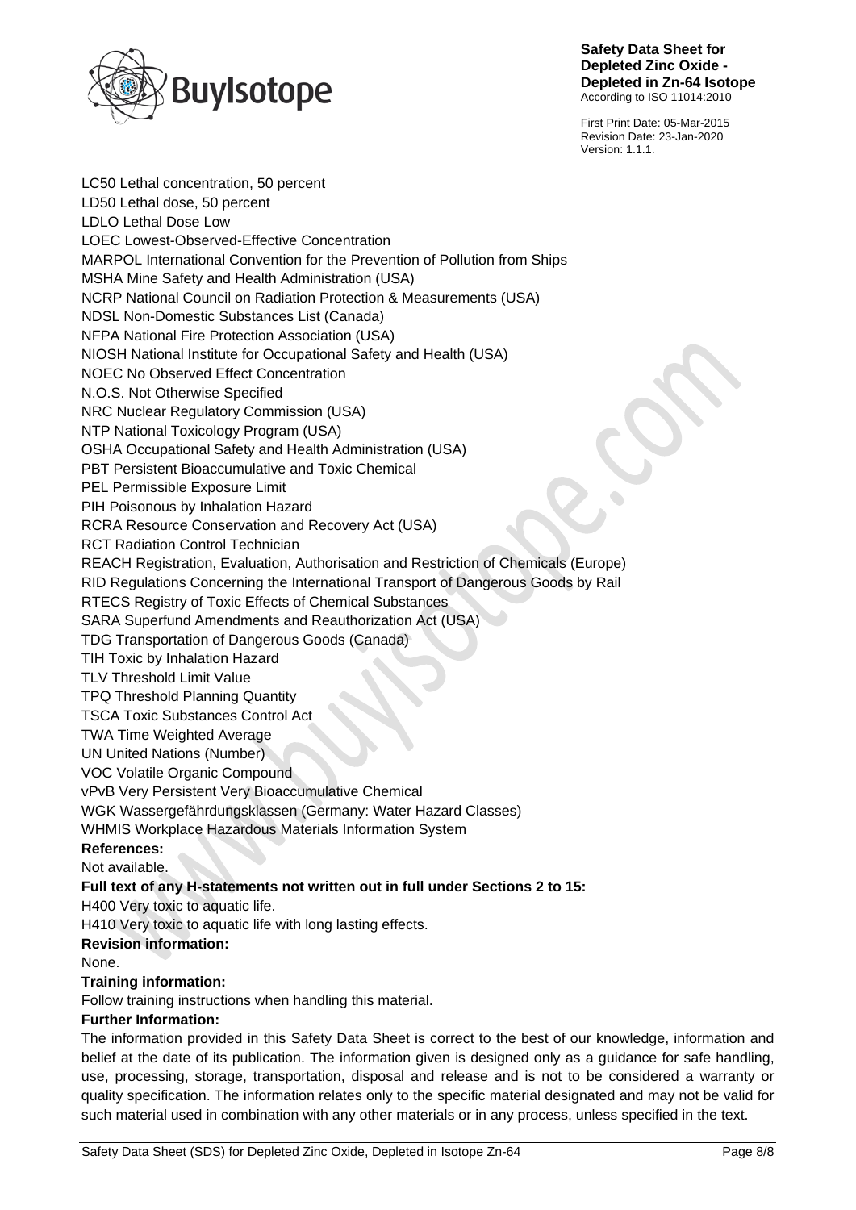LC50 Lethal concentration, 50 percent
LD50 Lethal dose, 50 percent
LDLO Lethal Dose Low
LOEC Lowest-Observed-Effective Concentration
MARPOL International Convention for the Prevention of Pollution from Ships
MSHA Mine Safety and Health Administration (USA)
NCRP National Council on Radiation Protection & Measurements (USA)
NDSL Non-Domestic Substances List (Canada)
NFPA National Fire Protection Association (USA)
NIOSH National Institute for Occupational Safety and Health (USA)
NOEC No Observed Effect Concentration
N.O.S. Not Otherwise Specified
NRC Nuclear Regulatory Commission (USA)
NTP National Toxicology Program (USA)
OSHA Occupational Safety and Health Administration (USA)
PBT Persistent Bioaccumulative and Toxic Chemical
PEL Permissible Exposure Limit
PIH Poisonous by Inhalation Hazard
RCRA Resource Conservation and Recovery Act (USA)
RCT Radiation Control Technician
REACH Registration, Evaluation, Authorisation and Restriction of Chemicals (Europe)
RID Regulations Concerning the International Transport of Dangerous Goods by Rail
RTECS Registry of Toxic Effects of Chemical Substances
SARA Superfund Amendments and Reauthorization Act (USA)
TDG Transportation of Dangerous Goods (Canada)
TIH Toxic by Inhalation Hazard
TLV Threshold Limit Value
TPQ Threshold Planning Quantity
TSCA Toxic Substances Control Act
TWA Time Weighted Average
UN United Nations (Number)
VOC Volatile Organic Compound
vPvB Very Persistent Very Bioaccumulative Chemical
WGK Wassergefährdungsklassen (Germany: Water Hazard Classes)
WHMIS Workplace Hazardous Materials Information System

**References:**

Not available.

**Full text of any H-statements not written out in full under Sections 2 to 15:**

H400 Very toxic to aquatic life.
H410 Very toxic to aquatic life with long lasting effects.

**Revision information:**

None.

**Training information:**

Follow training instructions when handling this material.

**Further Information:**

The information provided in this Safety Data Sheet is correct to the best of our knowledge, information and belief at the date of its publication. The information given is designed only as a guidance for safe handling, use, processing, storage, transportation, disposal and release and is not to be considered a warranty or quality specification. The information relates only to the specific material designated and may not be valid for such material used in combination with any other materials or in any process, unless specified in the text.